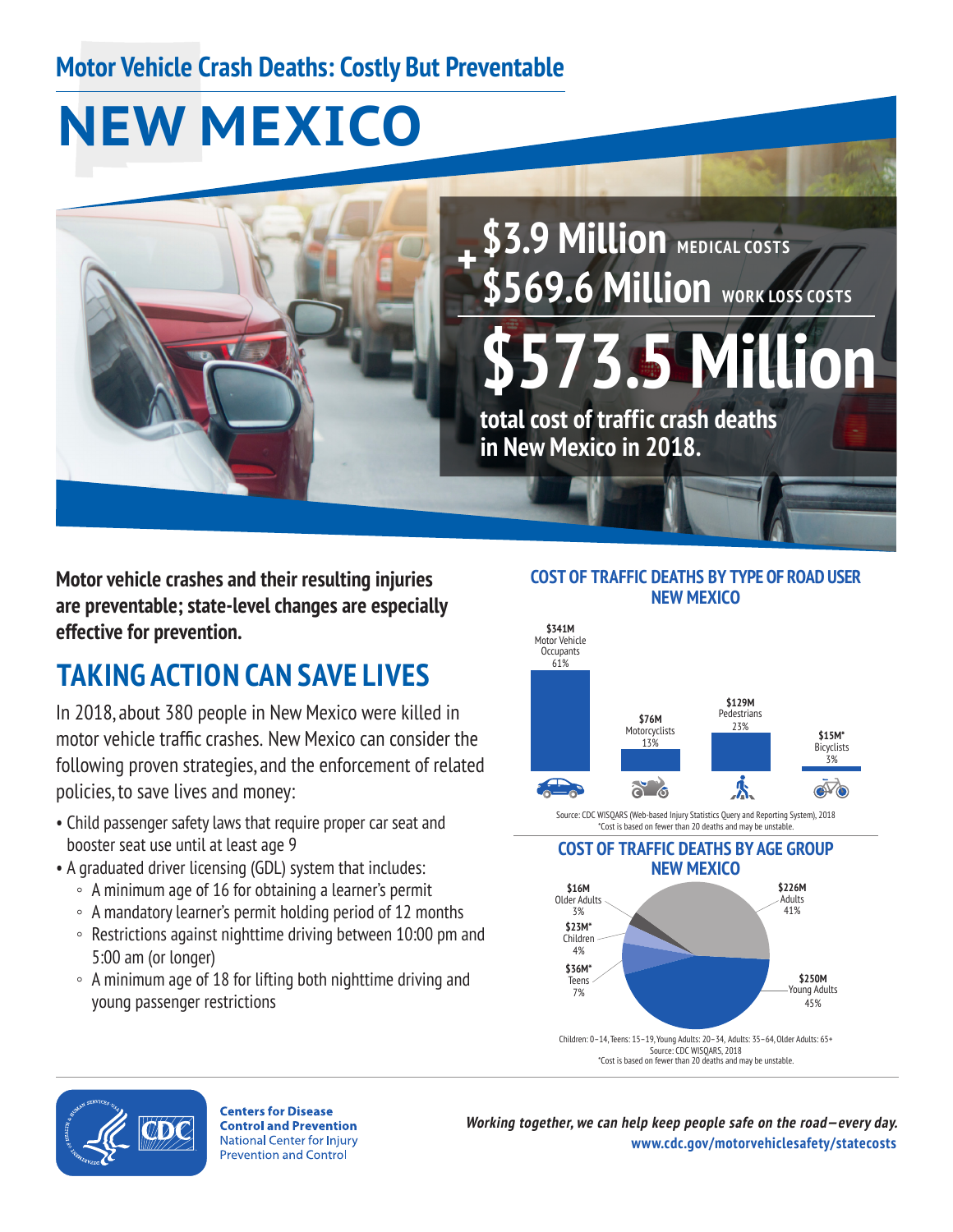# Motor Vehicle Crash Deaths: Costly But Preventable

# NEW MEXICO

**$3.9 Million** MEDICAL COSTS
**+ $569.6 Million** WORK LOSS COSTS

**$573.5 Million**

**total cost of traffic crash deaths in New Mexico in 2018.**

**Motor vehicle crashes and their resulting injuries are preventable; state-level changes are especially effective for prevention.**

## TAKING ACTION CAN SAVE LIVES

In 2018, about 380 people in New Mexico were killed in motor vehicle traffic crashes. New Mexico can consider the following proven strategies, and the enforcement of related policies, to save lives and money:

- Child passenger safety laws that require proper car seat and booster seat use until at least age 9
- A graduated driver licensing (GDL) system that includes:
  - A minimum age of 16 for obtaining a learner's permit
  - A mandatory learner's permit holding period of 12 months
  - Restrictions against nighttime driving between 10:00 pm and 5:00 am (or longer)
  - A minimum age of 18 for lifting both nighttime driving and young passenger restrictions

### COST OF TRAFFIC DEATHS BY TYPE OF ROAD USER NEW MEXICO

| Road User | Cost | Percent |
|---|---|---|
| Motor Vehicle Occupants | $341M | 61% |
| Motorcyclists | $76M | 13% |
| Pedestrians | $129M | 23% |
| Bicyclists | $15M* | 3% |

Source: CDC WISQARS (Web-based Injury Statistics Query and Reporting System), 2018
*Cost is based on fewer than 20 deaths and may be unstable.

### COST OF TRAFFIC DEATHS BY AGE GROUP NEW MEXICO

| Age Group | Cost | Percent |
|---|---|---|
| Older Adults | $16M | 3% |
| Children | $23M* | 4% |
| Teens | $36M* | 7% |
| Young Adults | $250M | 45% |
| Adults | $226M | 41% |

Children: 0–14, Teens: 15–19, Young Adults: 20–34, Adults: 35–64, Older Adults: 65+
Source: CDC WISQARS, 2018
*Cost is based on fewer than 20 deaths and may be unstable.

**Centers for Disease Control and Prevention**
National Center for Injury Prevention and Control

***Working together, we can help keep people safe on the road—every day.***
**www.cdc.gov/motorvehiclesafety/statecosts**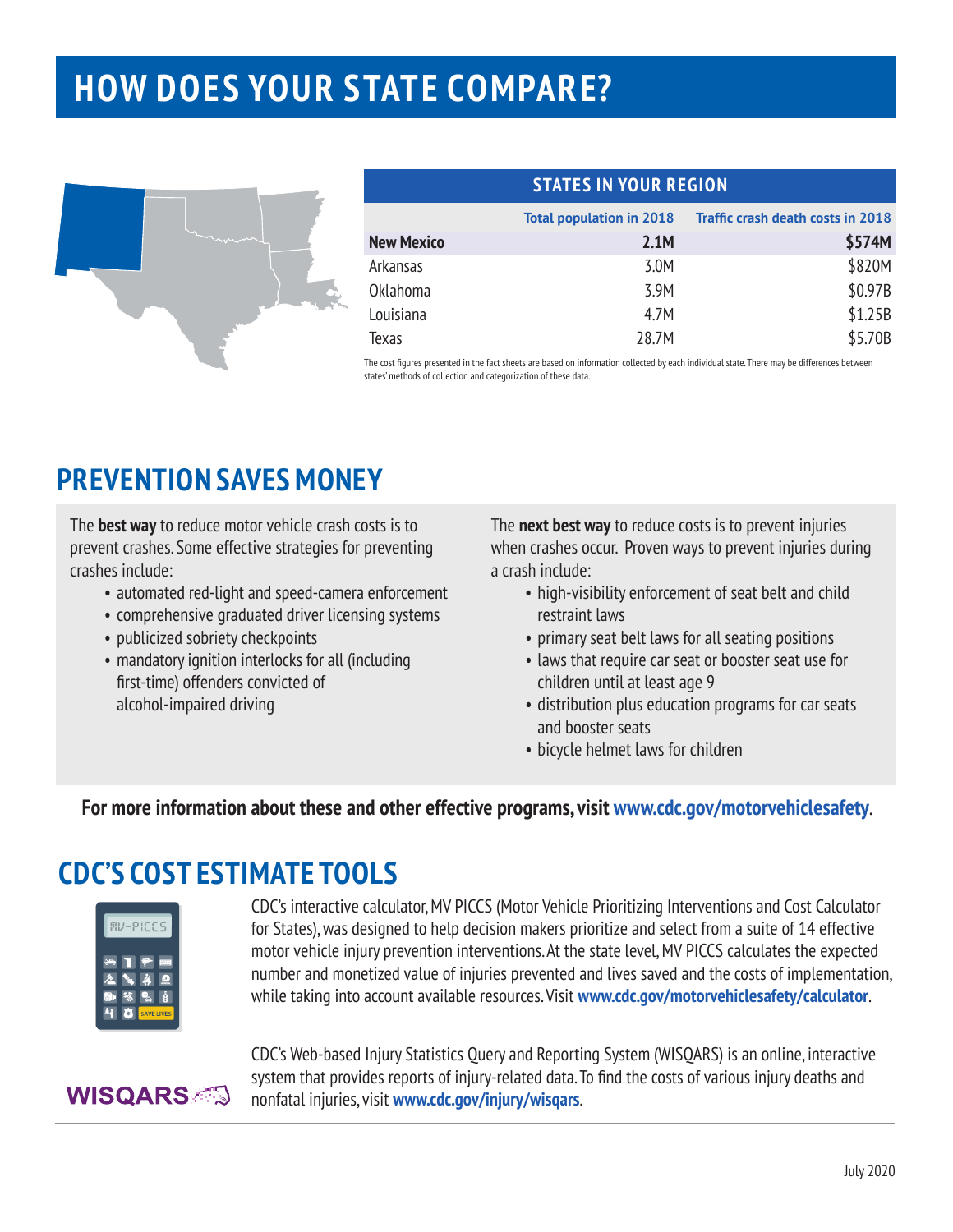# HOW DOES YOUR STATE COMPARE?

| STATES IN YOUR REGION | | |
|---|---|---|
| | Total population in 2018 | Traffic crash death costs in 2018 |
| **New Mexico** | **2.1M** | **$574M** |
| Arkansas | 3.0M | $820M |
| Oklahoma | 3.9M | $0.97B |
| Louisiana | 4.7M | $1.25B |
| Texas | 28.7M | $5.70B |

The cost figures presented in the fact sheets are based on information collected by each individual state. There may be differences between states' methods of collection and categorization of these data.

## PREVENTION SAVES MONEY

The **best way** to reduce motor vehicle crash costs is to prevent crashes. Some effective strategies for preventing crashes include:

- automated red-light and speed-camera enforcement
- comprehensive graduated driver licensing systems
- publicized sobriety checkpoints
- mandatory ignition interlocks for all (including first-time) offenders convicted of alcohol-impaired driving

The **next best way** to reduce costs is to prevent injuries when crashes occur. Proven ways to prevent injuries during a crash include:

- high-visibility enforcement of seat belt and child restraint laws
- primary seat belt laws for all seating positions
- laws that require car seat or booster seat use for children until at least age 9
- distribution plus education programs for car seats and booster seats
- bicycle helmet laws for children

**For more information about these and other effective programs, visit www.cdc.gov/motorvehiclesafety.**

## CDC'S COST ESTIMATE TOOLS

CDC's interactive calculator, MV PICCS (Motor Vehicle Prioritizing Interventions and Cost Calculator for States), was designed to help decision makers prioritize and select from a suite of 14 effective motor vehicle injury prevention interventions. At the state level, MV PICCS calculates the expected number and monetized value of injuries prevented and lives saved and the costs of implementation, while taking into account available resources. Visit **www.cdc.gov/motorvehiclesafety/calculator**.

CDC's Web-based Injury Statistics Query and Reporting System (WISQARS) is an online, interactive system that provides reports of injury-related data. To find the costs of various injury deaths and nonfatal injuries, visit **www.cdc.gov/injury/wisqars**.

July 2020